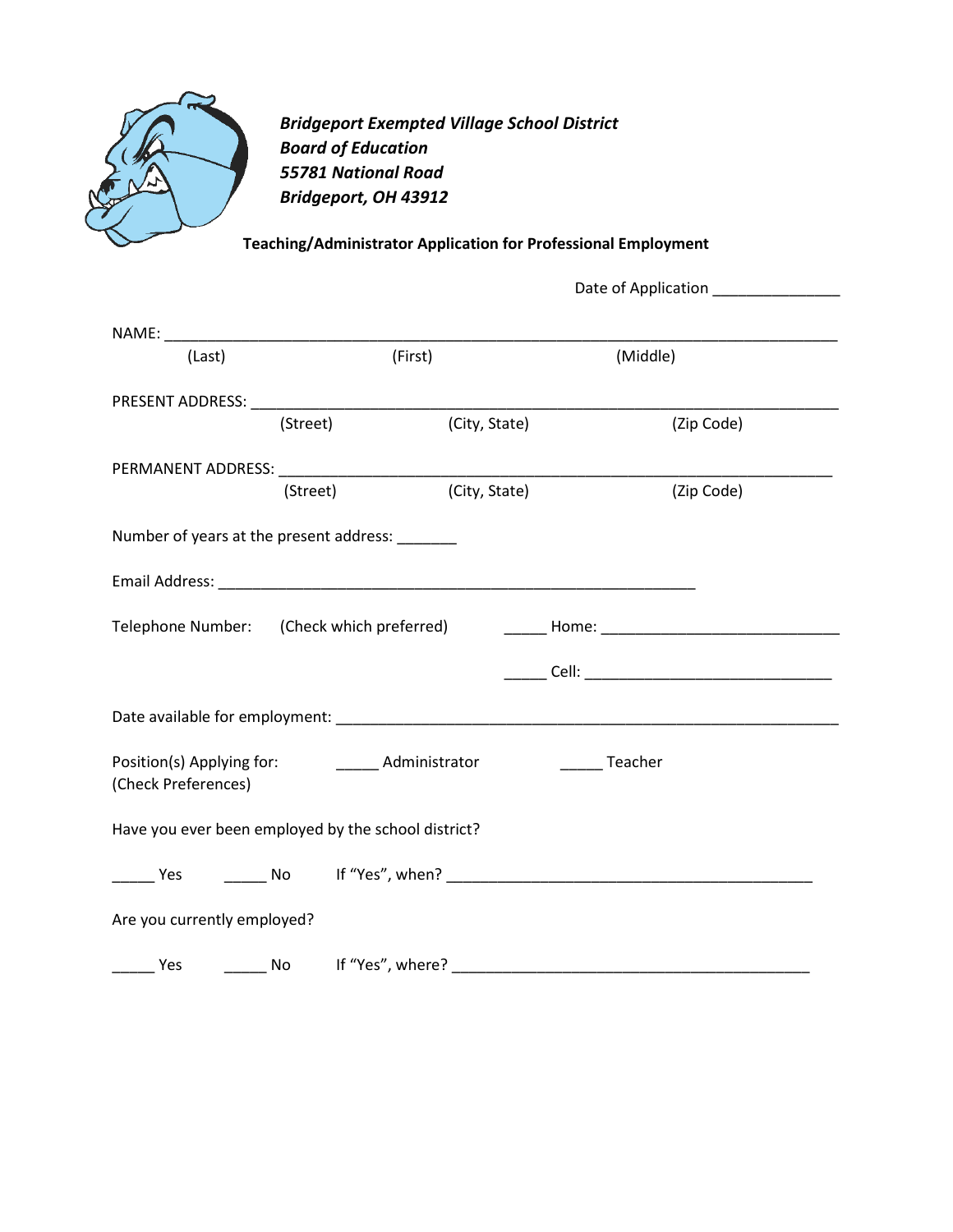***Bridgeport Exempted Village School District***
***Board of Education***
***55781 National Road***
***Bridgeport, OH 43912***

**Teaching/Administrator Application for Professional Employment**

Date of Application _______________

NAME: ________________________________________________________________________________
(Last) (First) (Middle)

PRESENT ADDRESS: ______________________________________________________________________
(Street) (City, State) (Zip Code)

PERMANENT ADDRESS: ____________________________________________________________________
(Street) (City, State) (Zip Code)

Number of years at the present address: _______

Email Address: __________________________________________________________

Telephone Number: (Check which preferred) _____ Home: ____________________________

_____ Cell: _____________________________

Date available for employment: ____________________________________________________________

Position(s) Applying for: _____ Administrator _____ Teacher
(Check Preferences)

Have you ever been employed by the school district?

_____ Yes _____ No If "Yes", when? ____________________________________________

Are you currently employed?

_____ Yes _____ No If "Yes", where? ___________________________________________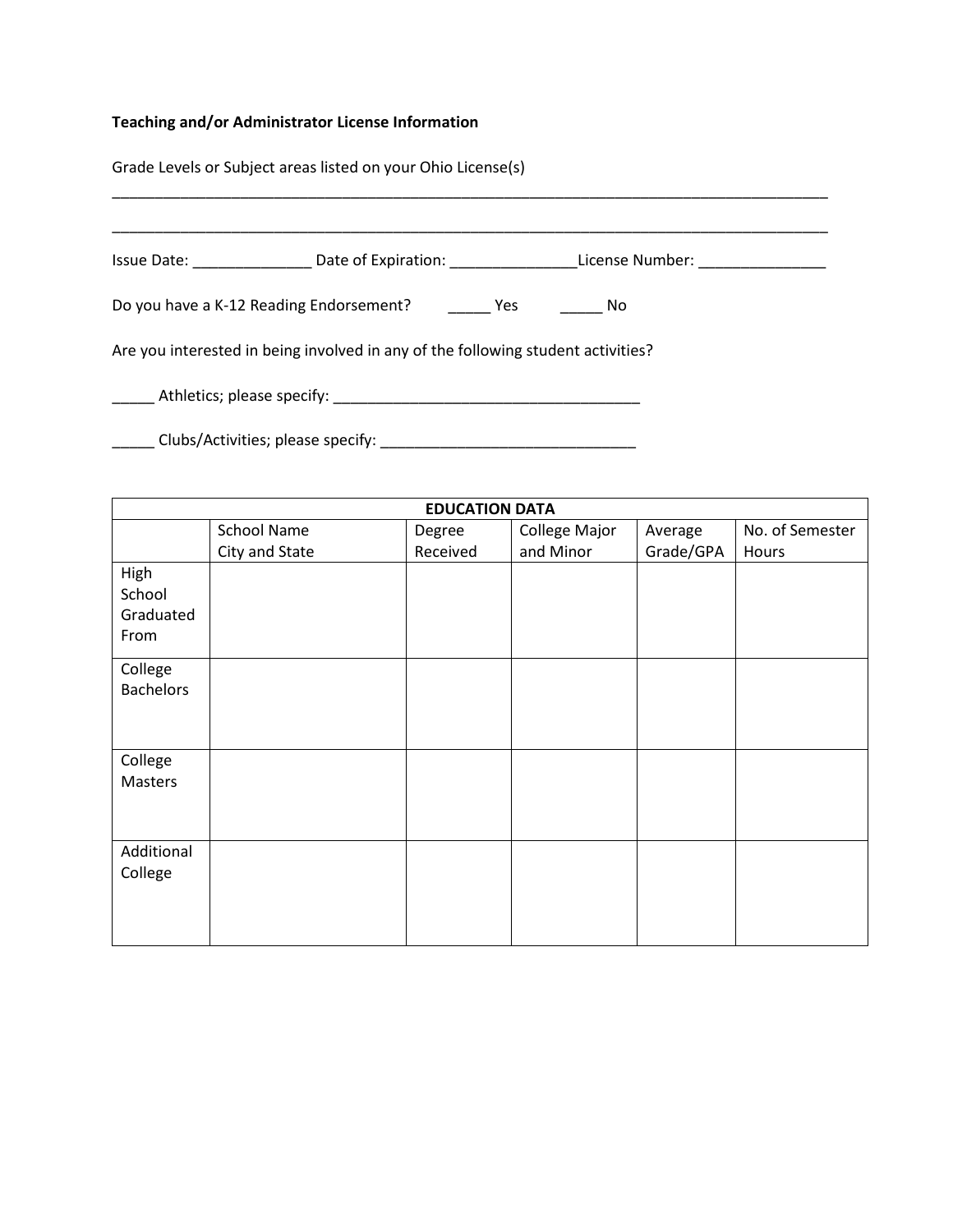**Teaching and/or Administrator License Information**

Grade Levels or Subject areas listed on your Ohio License(s)

_______________________________________________________________________________________

_______________________________________________________________________________________

Issue Date: ______________ Date of Expiration: _______________License Number: _______________

Do you have a K-12 Reading Endorsement? _____ Yes _____ No

Are you interested in being involved in any of the following student activities?

_____ Athletics; please specify: _____________________________________

_____ Clubs/Activities; please specify: ______________________________

| EDUCATION DATA | | | | | |
|---|---|---|---|---|---|
| | School Name City and State | Degree Received | College Major and Minor | Average Grade/GPA | No. of Semester Hours |
| High School Graduated From | | | | | |
| College Bachelors | | | | | |
| College Masters | | | | | |
| Additional College | | | | | |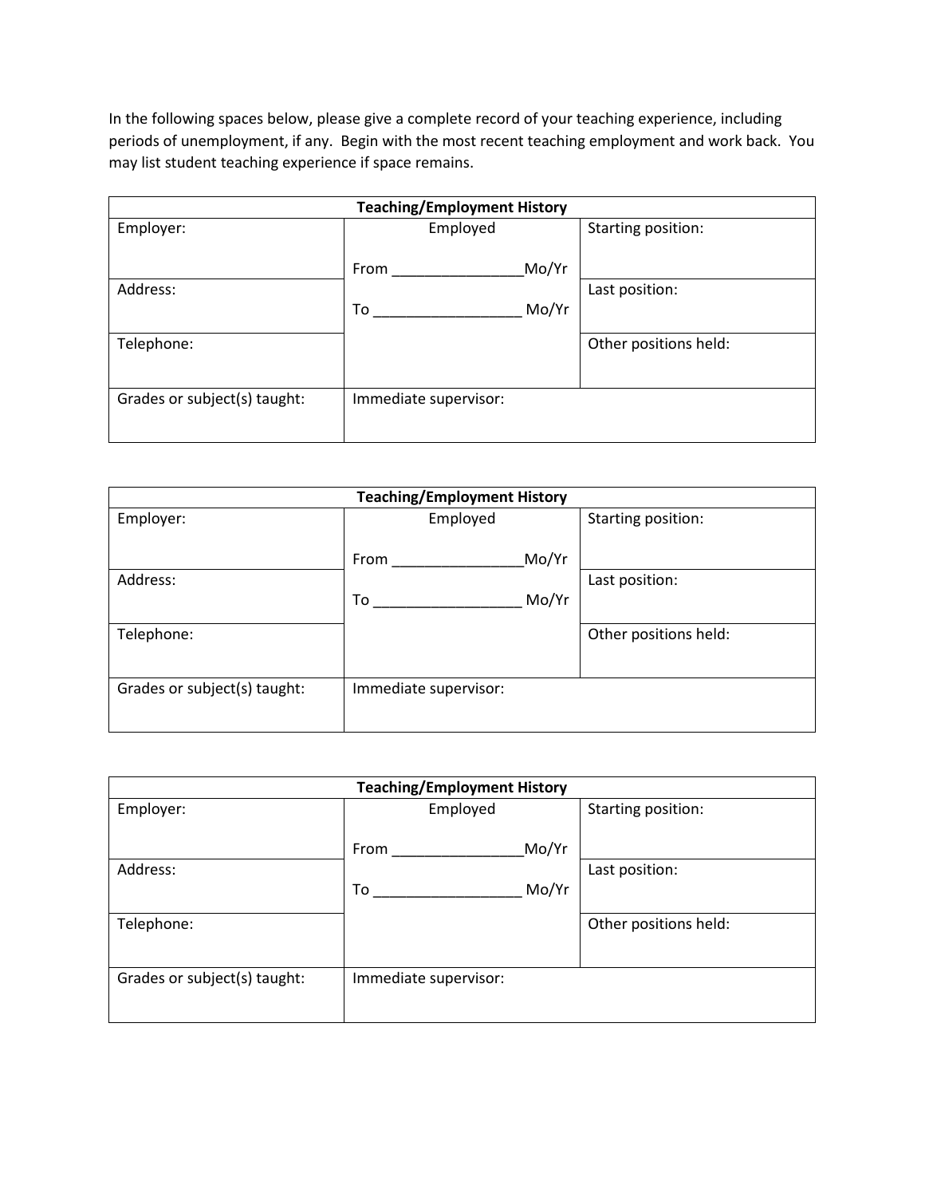In the following spaces below, please give a complete record of your teaching experience, including periods of unemployment, if any. Begin with the most recent teaching employment and work back. You may list student teaching experience if space remains.

| Teaching/Employment History | | |
|---|---|---|
| Employer: | Employed<br><br>From _______________Mo/Yr | Starting position: |
| Address: | To _________________ Mo/Yr | Last position: |
| Telephone: | | Other positions held: |
| Grades or subject(s) taught: | Immediate supervisor: | |

| Teaching/Employment History | | |
|---|---|---|
| Employer: | Employed<br><br>From _______________Mo/Yr | Starting position: |
| Address: | To _________________ Mo/Yr | Last position: |
| Telephone: | | Other positions held: |
| Grades or subject(s) taught: | Immediate supervisor: | |

| Teaching/Employment History | | |
|---|---|---|
| Employer: | Employed<br><br>From _______________Mo/Yr | Starting position: |
| Address: | To _________________ Mo/Yr | Last position: |
| Telephone: | | Other positions held: |
| Grades or subject(s) taught: | Immediate supervisor: | |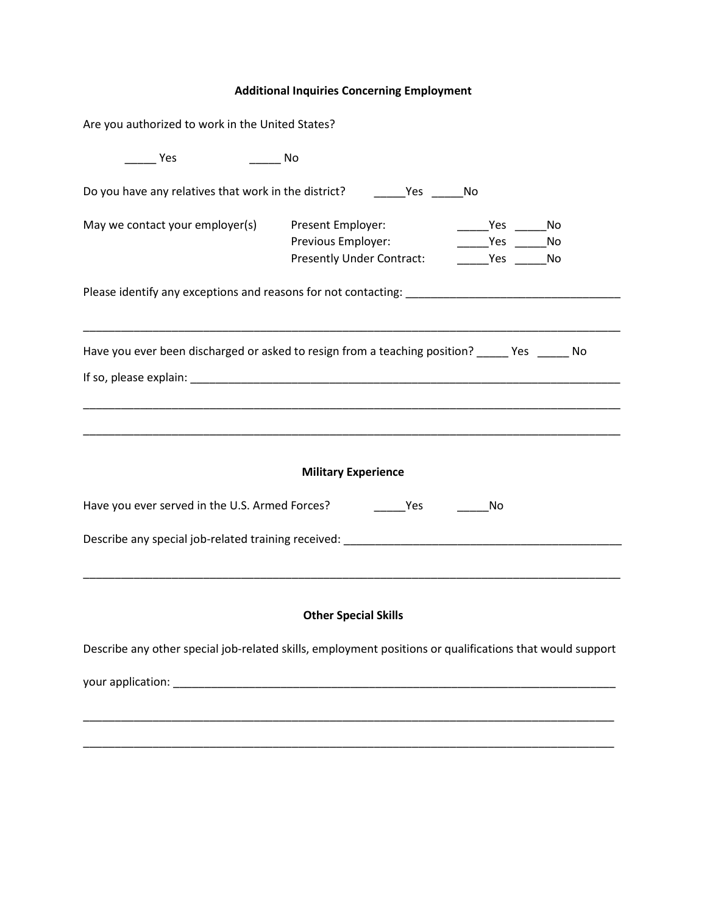## Additional Inquiries Concerning Employment

Are you authorized to work in the United States?

_____ Yes _____ No

Do you have any relatives that work in the district? _____Yes _____No

May we contact your employer(s)

| | | |
|---|---|---|
| Present Employer: | _____Yes | _____No |
| Previous Employer: | _____Yes | _____No |
| Presently Under Contract: | _____Yes | _____No |

Please identify any exceptions and reasons for not contacting: ___________________________________

______________________________________________________________________________________

Have you ever been discharged or asked to resign from a teaching position? _____ Yes _____ No

If so, please explain: __________________________________________________________________

______________________________________________________________________________________

______________________________________________________________________________________

## Military Experience

Have you ever served in the U.S. Armed Forces? _____Yes _____No

Describe any special job-related training received: _____________________________________________

______________________________________________________________________________________

## Other Special Skills

Describe any other special job-related skills, employment positions or qualifications that would support

your application: _______________________________________________________________________

______________________________________________________________________________________

______________________________________________________________________________________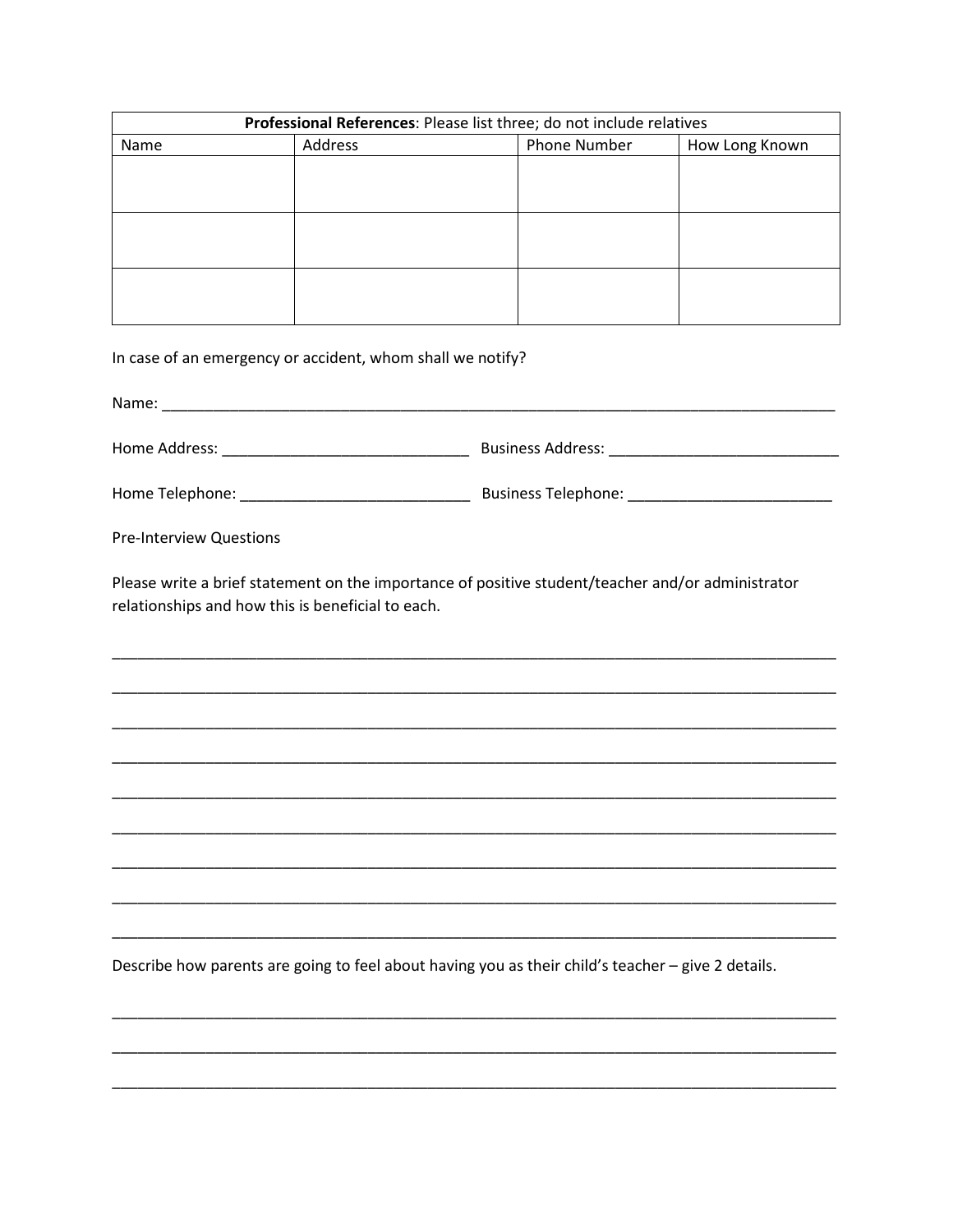| **Professional References**: Please list three; do not include relatives | | | |
| --- | --- | --- | --- |
| Name | Address | Phone Number | How Long Known |
| | | | |
| | | | |
| | | | |

In case of an emergency or accident, whom shall we notify?

Name: ___________________________________________________________________________

Home Address: ____________________________ Business Address: ___________________________

Home Telephone: ___________________________ Business Telephone: ________________________

Pre-Interview Questions

Please write a brief statement on the importance of positive student/teacher and/or administrator relationships and how this is beneficial to each.

_____________________________________________________________________________________

_____________________________________________________________________________________

_____________________________________________________________________________________

_____________________________________________________________________________________

_____________________________________________________________________________________

_____________________________________________________________________________________

_____________________________________________________________________________________

_____________________________________________________________________________________

_____________________________________________________________________________________

Describe how parents are going to feel about having you as their child's teacher – give 2 details.

_____________________________________________________________________________________

_____________________________________________________________________________________

_____________________________________________________________________________________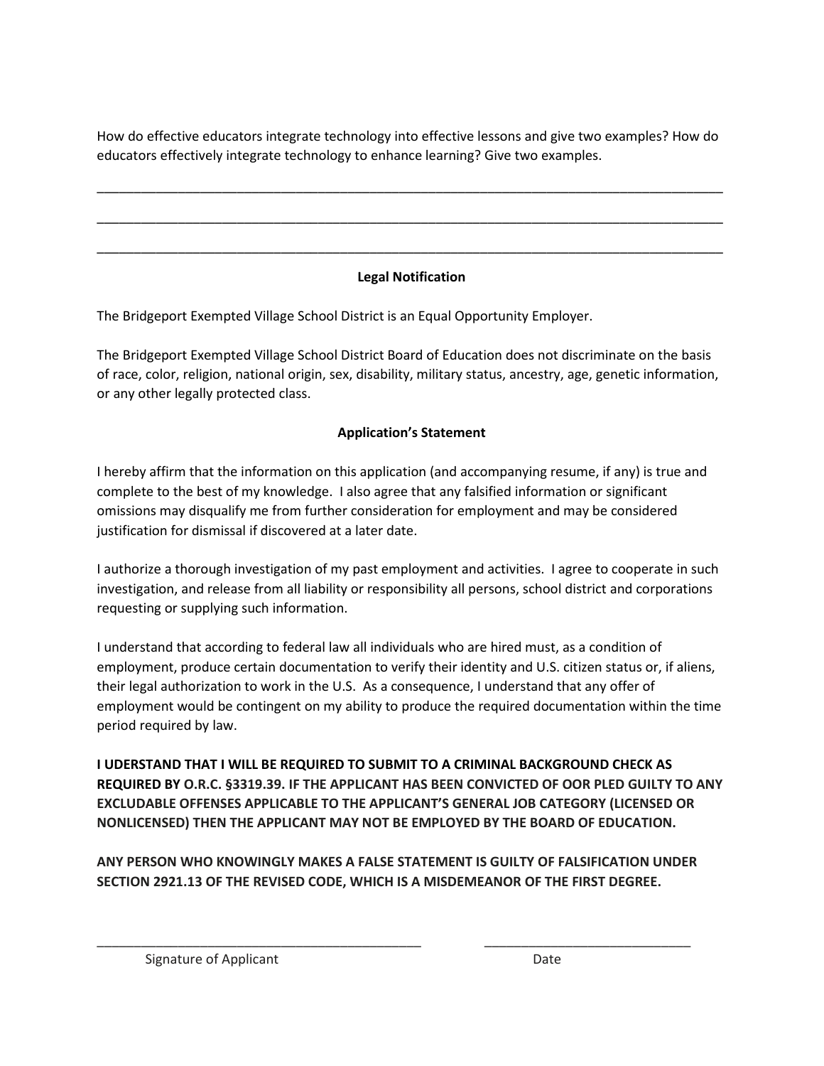How do effective educators integrate technology into effective lessons and give two examples? How do educators effectively integrate technology to enhance learning? Give two examples.

_______________________________________________________________________________________

_______________________________________________________________________________________

_______________________________________________________________________________________

**Legal Notification**

The Bridgeport Exempted Village School District is an Equal Opportunity Employer.

The Bridgeport Exempted Village School District Board of Education does not discriminate on the basis of race, color, religion, national origin, sex, disability, military status, ancestry, age, genetic information, or any other legally protected class.

**Application's Statement**

I hereby affirm that the information on this application (and accompanying resume, if any) is true and complete to the best of my knowledge. I also agree that any falsified information or significant omissions may disqualify me from further consideration for employment and may be considered justification for dismissal if discovered at a later date.

I authorize a thorough investigation of my past employment and activities. I agree to cooperate in such investigation, and release from all liability or responsibility all persons, school district and corporations requesting or supplying such information.

I understand that according to federal law all individuals who are hired must, as a condition of employment, produce certain documentation to verify their identity and U.S. citizen status or, if aliens, their legal authorization to work in the U.S. As a consequence, I understand that any offer of employment would be contingent on my ability to produce the required documentation within the time period required by law.

**I UDERSTAND THAT I WILL BE REQUIRED TO SUBMIT TO A CRIMINAL BACKGROUND CHECK AS REQUIRED BY O.R.C. §3319.39. IF THE APPLICANT HAS BEEN CONVICTED OF OOR PLED GUILTY TO ANY EXCLUDABLE OFFENSES APPLICABLE TO THE APPLICANT'S GENERAL JOB CATEGORY (LICENSED OR NONLICENSED) THEN THE APPLICANT MAY NOT BE EMPLOYED BY THE BOARD OF EDUCATION.**

**ANY PERSON WHO KNOWINGLY MAKES A FALSE STATEMENT IS GUILTY OF FALSIFICATION UNDER SECTION 2921.13 OF THE REVISED CODE, WHICH IS A MISDEMEANOR OF THE FIRST DEGREE.**

_____________________________________________ ____________________________

Signature of Applicant Date